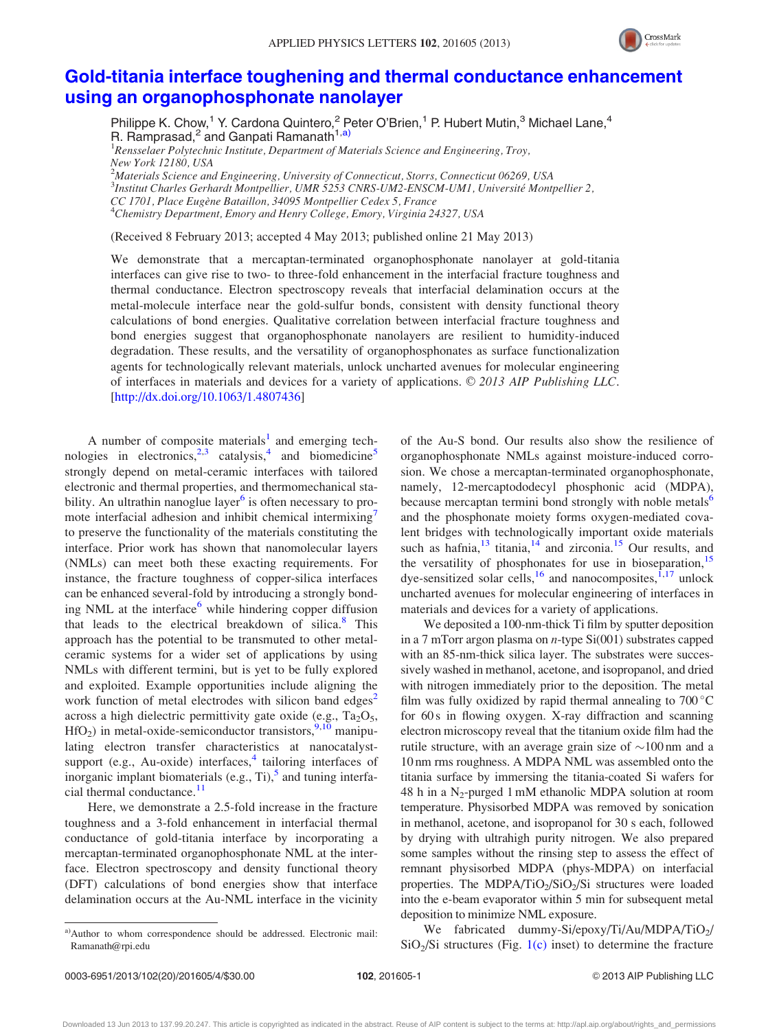# Gold-titania interface toughening and thermal conductance enhancement using an organophosphonate nanolayer

Philippe K. Chow,[1] Y. Cardona Quintero,[2] Peter O'Brien,[1] P. Hubert Mutin,[3] Michael Lane,[4] R. Ramprasad,[2] and Ganpati Ramanath[1,a)]

[1]*Rensselaer Polytechnic Institute, Department of Materials Science and Engineering, Troy, New York 12180, USA*
[2]*Materials Science and Engineering, University of Connecticut, Storrs, Connecticut 06269, USA*
[3]*Institut Charles Gerhardt Montpellier, UMR 5253 CNRS-UM2-ENSCM-UM1, Université Montpellier 2, CC 1701, Place Eugène Bataillon, 34095 Montpellier Cedex 5, France*
[4]*Chemistry Department, Emory and Henry College, Emory, Virginia 24327, USA*

(Received 8 February 2013; accepted 4 May 2013; published online 21 May 2013)

We demonstrate that a mercaptan-terminated organophosphonate nanolayer at gold-titania interfaces can give rise to two- to three-fold enhancement in the interfacial fracture toughness and thermal conductance. Electron spectroscopy reveals that interfacial delamination occurs at the metal-molecule interface near the gold-sulfur bonds, consistent with density functional theory calculations of bond energies. Qualitative correlation between interfacial fracture toughness and bond energies suggest that organophosphonate nanolayers are resilient to humidity-induced degradation. These results, and the versatility of organophosphonates as surface functionalization agents for technologically relevant materials, unlock uncharted avenues for molecular engineering of interfaces in materials and devices for a variety of applications. © *2013 AIP Publishing LLC*. [http://dx.doi.org/10.1063/1.4807436]

A number of composite materials[1] and emerging technologies in electronics,[2,3] catalysis,[4] and biomedicine[5] strongly depend on metal-ceramic interfaces with tailored electronic and thermal properties, and thermomechanical stability. An ultrathin nanoglue layer[6] is often necessary to promote interfacial adhesion and inhibit chemical intermixing[7] to preserve the functionality of the materials constituting the interface. Prior work has shown that nanomolecular layers (NMLs) can meet both these exacting requirements. For instance, the fracture toughness of copper-silica interfaces can be enhanced several-fold by introducing a strongly bonding NML at the interface[6] while hindering copper diffusion that leads to the electrical breakdown of silica.[8] This approach has the potential to be transmuted to other metal-ceramic systems for a wider set of applications by using NMLs with different termini, but is yet to be fully explored and exploited. Example opportunities include aligning the work function of metal electrodes with silicon band edges[2] across a high dielectric permittivity gate oxide (e.g., $Ta_2O_5$, $HfO_2$) in metal-oxide-semiconductor transistors,[9,10] manipulating electron transfer characteristics at nanocatalyst-support (e.g., Au-oxide) interfaces,[4] tailoring interfaces of inorganic implant biomaterials (e.g., Ti),[5] and tuning interfacial thermal conductance.[11]

Here, we demonstrate a 2.5-fold increase in the fracture toughness and a 3-fold enhancement in interfacial thermal conductance of gold-titania interface by incorporating a mercaptan-terminated organophosphonate NML at the interface. Electron spectroscopy and density functional theory (DFT) calculations of bond energies show that interface delamination occurs at the Au-NML interface in the vicinity of the Au-S bond. Our results also show the resilience of organophosphonate NMLs against moisture-induced corrosion. We chose a mercaptan-terminated organophosphonate, namely, 12-mercaptododecyl phosphonic acid (MDPA), because mercaptan termini bond strongly with noble metals[6] and the phosphonate moiety forms oxygen-mediated covalent bridges with technologically important oxide materials such as hafnia,[13] titania,[14] and zirconia.[15] Our results, and the versatility of phosphonates for use in bioseparation,[15] dye-sensitized solar cells,[16] and nanocomposites,[1,17] unlock uncharted avenues for molecular engineering of interfaces in materials and devices for a variety of applications.

We deposited a 100-nm-thick Ti film by sputter deposition in a 7 mTorr argon plasma on *n*-type Si(001) substrates capped with an 85-nm-thick silica layer. The substrates were successively washed in methanol, acetone, and isopropanol, and dried with nitrogen immediately prior to the deposition. The metal film was fully oxidized by rapid thermal annealing to 700 °C for 60 s in flowing oxygen. X-ray diffraction and scanning electron microscopy reveal that the titanium oxide film had the rutile structure, with an average grain size of ~100 nm and a 10 nm rms roughness. A MDPA NML was assembled onto the titania surface by immersing the titania-coated Si wafers for 48 h in a $N_2$-purged 1 mM ethanolic MDPA solution at room temperature. Physisorbed MDPA was removed by sonication in methanol, acetone, and isopropanol for 30 s each, followed by drying with ultrahigh purity nitrogen. We also prepared some samples without the rinsing step to assess the effect of remnant physisorbed MDPA (phys-MDPA) on interfacial properties. The MDPA/$TiO_2$/$SiO_2$/Si structures were loaded into the e-beam evaporator within 5 min for subsequent metal deposition to minimize NML exposure.

We fabricated dummy-Si/epoxy/Ti/Au/MDPA/$TiO_2$/$SiO_2$/Si structures (Fig. 1(c) inset) to determine the fracture

a)Author to whom correspondence should be addressed. Electronic mail: Ramanath@rpi.edu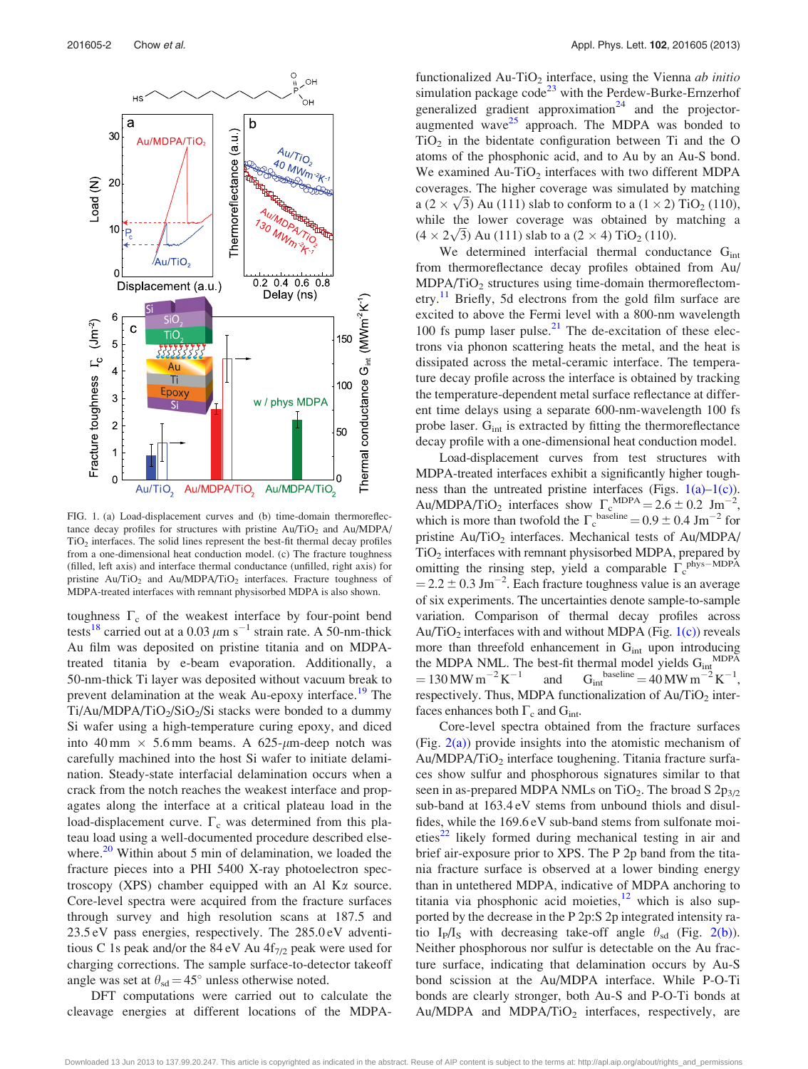FIG. 1. (a) Load-displacement curves and (b) time-domain thermoreflectance decay profiles for structures with pristine $Au/TiO_2$ and $Au/MDPA/TiO_2$ interfaces. The solid lines represent the best-fit thermal decay profiles from a one-dimensional heat conduction model. (c) The fracture toughness (filled, left axis) and interface thermal conductance (unfilled, right axis) for pristine $Au/TiO_2$ and $Au/MDPA/TiO_2$ interfaces. Fracture toughness of MDPA-treated interfaces with remnant physisorbed MDPA is also shown.

toughness $\Gamma_c$ of the weakest interface by four-point bend tests[18] carried out at a 0.03 $\mu$m s$^{-1}$ strain rate. A 50-nm-thick Au film was deposited on pristine titania and on MDPA-treated titania by e-beam evaporation. Additionally, a 50-nm-thick Ti layer was deposited without vacuum break to prevent delamination at the weak Au-epoxy interface.[19] The $Ti/Au/MDPA/TiO_2/SiO_2/Si$ stacks were bonded to a dummy Si wafer using a high-temperature curing epoxy, and diced into 40 mm $\times$ 5.6 mm beams. A 625-$\mu$m-deep notch was carefully machined into the host Si wafer to initiate delamination. Steady-state interfacial delamination occurs when a crack from the notch reaches the weakest interface and propagates along the interface at a critical plateau load in the load-displacement curve. $\Gamma_c$ was determined from this plateau load using a well-documented procedure described elsewhere.[20] Within about 5 min of delamination, we loaded the fracture pieces into a PHI 5400 X-ray photoelectron spectroscopy (XPS) chamber equipped with an Al K$\alpha$ source. Core-level spectra were acquired from the fracture surfaces through survey and high resolution scans at 187.5 and 23.5 eV pass energies, respectively. The 285.0 eV adventitious C 1s peak and/or the 84 eV Au $4f_{7/2}$ peak were used for charging corrections. The sample surface-to-detector takeoff angle was set at $\theta_{sd} = 45°$ unless otherwise noted.

DFT computations were carried out to calculate the cleavage energies at different locations of the MDPA-functionalized $Au\text{-}TiO_2$ interface, using the Vienna *ab initio* simulation package code[23] with the Perdew-Burke-Ernzerhof generalized gradient approximation[24] and the projector-augmented wave[25] approach. The MDPA was bonded to $TiO_2$ in the bidentate configuration between Ti and the O atoms of the phosphonic acid, and to Au by an Au-S bond. We examined $Au\text{-}TiO_2$ interfaces with two different MDPA coverages. The higher coverage was simulated by matching a $(2 \times \sqrt{3})$ Au (111) slab to conform to a $(1 \times 2)$ $TiO_2$ (110), while the lower coverage was obtained by matching a $(4 \times 2\sqrt{3})$ Au (111) slab to a $(2 \times 4)$ $TiO_2$ (110).

We determined interfacial thermal conductance $G_{int}$ from thermoreflectance decay profiles obtained from $Au/MDPA/TiO_2$ structures using time-domain thermoreflectometry.[11] Briefly, 5d electrons from the gold film surface are excited to above the Fermi level with a 800-nm wavelength 100 fs pump laser pulse.[21] The de-excitation of these electrons via phonon scattering heats the metal, and the heat is dissipated across the metal-ceramic interface. The temperature decay profile across the interface is obtained by tracking the temperature-dependent metal surface reflectance at different time delays using a separate 600-nm-wavelength 100 fs probe laser. $G_{int}$ is extracted by fitting the thermoreflectance decay profile with a one-dimensional heat conduction model.

Load-displacement curves from test structures with MDPA-treated interfaces exhibit a significantly higher toughness than the untreated pristine interfaces (Figs. 1(a)–1(c)). $Au/MDPA/TiO_2$ interfaces show $\Gamma_c^{MDPA} = 2.6 \pm 0.2$ Jm$^{-2}$, which is more than twofold the $\Gamma_c^{baseline} = 0.9 \pm 0.4$ Jm$^{-2}$ for pristine $Au/TiO_2$ interfaces. Mechanical tests of $Au/MDPA/TiO_2$ interfaces with remnant physisorbed MDPA, prepared by omitting the rinsing step, yield a comparable $\Gamma_c^{phys-MDPA} = 2.2 \pm 0.3$ Jm$^{-2}$. Each fracture toughness value is an average of six experiments. The uncertainties denote sample-to-sample variation. Comparison of thermal decay profiles across $Au/TiO_2$ interfaces with and without MDPA (Fig. 1(c)) reveals more than threefold enhancement in $G_{int}$ upon introducing the MDPA NML. The best-fit thermal model yields $G_{int}^{MDPA} = 130$ MW m$^{-2}$K$^{-1}$ and $G_{int}^{baseline} = 40$ MW m$^{-2}$K$^{-1}$, respectively. Thus, MDPA functionalization of $Au/TiO_2$ interfaces enhances both $\Gamma_c$ and $G_{int}$.

Core-level spectra obtained from the fracture surfaces (Fig. 2(a)) provide insights into the atomistic mechanism of $Au/MDPA/TiO_2$ interface toughening. Titania fracture surfaces show sulfur and phosphorous signatures similar to that seen in as-prepared MDPA NMLs on $TiO_2$. The broad S $2p_{3/2}$ sub-band at 163.4 eV stems from unbound thiols and disulfides, while the 169.6 eV sub-band stems from sulfonate moieties[22] likely formed during mechanical testing in air and brief air-exposure prior to XPS. The P 2p band from the titania fracture surface is observed at a lower binding energy than in untethered MDPA, indicative of MDPA anchoring to titania via phosphonic acid moieties,[12] which is also supported by the decrease in the P 2p:S 2p integrated intensity ratio $I_P/I_S$ with decreasing take-off angle $\theta_{sd}$ (Fig. 2(b)). Neither phosphorous nor sulfur is detectable on the Au fracture surface, indicating that delamination occurs by Au-S bond scission at the Au/MDPA interface. While P-O-Ti bonds are clearly stronger, both Au-S and P-O-Ti bonds at Au/MDPA and $MDPA/TiO_2$ interfaces, respectively, are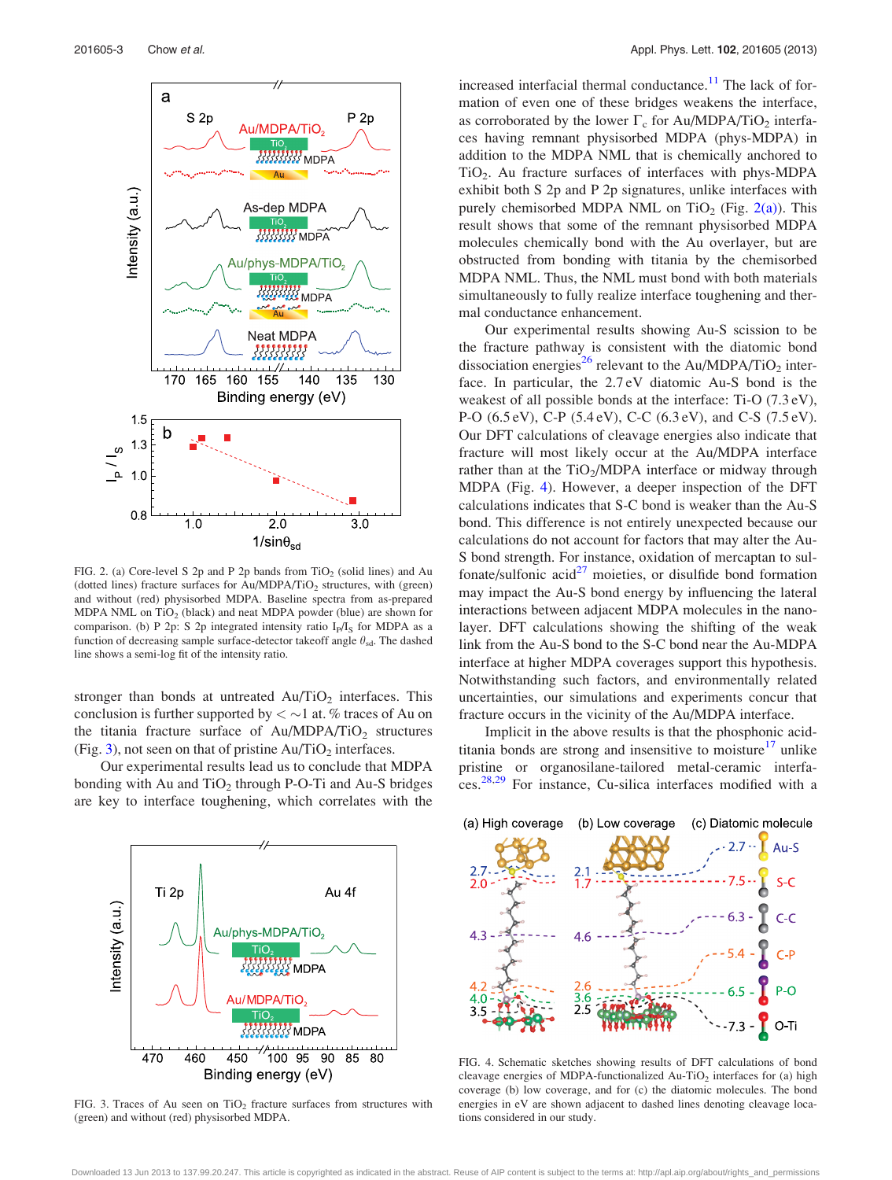FIG. 2. (a) Core-level S 2p and P 2p bands from $TiO_2$ (solid lines) and Au (dotted lines) fracture surfaces for Au/MDPA/$TiO_2$ structures, with (green) and without (red) physisorbed MDPA. Baseline spectra from as-prepared MDPA NML on $TiO_2$ (black) and neat MDPA powder (blue) are shown for comparison. (b) P 2p: S 2p integrated intensity ratio $I_P/I_S$ for MDPA as a function of decreasing sample surface-detector takeoff angle $\theta_{sd}$. The dashed line shows a semi-log fit of the intensity ratio.

stronger than bonds at untreated Au/$TiO_2$ interfaces. This conclusion is further supported by $< \sim 1$ at. % traces of Au on the titania fracture surface of Au/MDPA/$TiO_2$ structures (Fig. 3), not seen on that of pristine Au/$TiO_2$ interfaces.

Our experimental results lead us to conclude that MDPA bonding with Au and $TiO_2$ through P-O-Ti and Au-S bridges are key to interface toughening, which correlates with the increased interfacial thermal conductance.[11] The lack of formation of even one of these bridges weakens the interface, as corroborated by the lower $\Gamma_c$ for Au/MDPA/$TiO_2$ interfaces having remnant physisorbed MDPA (phys-MDPA) in addition to the MDPA NML that is chemically anchored to $TiO_2$. Au fracture surfaces of interfaces with phys-MDPA exhibit both S 2p and P 2p signatures, unlike interfaces with purely chemisorbed MDPA NML on $TiO_2$ (Fig. 2(a)). This result shows that some of the remnant physisorbed MDPA molecules chemically bond with the Au overlayer, but are obstructed from bonding with titania by the chemisorbed MDPA NML. Thus, the NML must bond with both materials simultaneously to fully realize interface toughening and thermal conductance enhancement.

Our experimental results showing Au-S scission to be the fracture pathway is consistent with the diatomic bond dissociation energies[26] relevant to the Au/MDPA/$TiO_2$ interface. In particular, the 2.7 eV diatomic Au-S bond is the weakest of all possible bonds at the interface: Ti-O (7.3 eV), P-O (6.5 eV), C-P (5.4 eV), C-C (6.3 eV), and C-S (7.5 eV). Our DFT calculations of cleavage energies also indicate that fracture will most likely occur at the Au/MDPA interface rather than at the $TiO_2$/MDPA interface or midway through MDPA (Fig. 4). However, a deeper inspection of the DFT calculations indicates that S-C bond is weaker than the Au-S bond. This difference is not entirely unexpected because our calculations do not account for factors that may alter the Au-S bond strength. For instance, oxidation of mercaptan to sulfonate/sulfonic acid[27] moieties, or disulfide bond formation may impact the Au-S bond energy by influencing the lateral interactions between adjacent MDPA molecules in the nanolayer. DFT calculations showing the shifting of the weak link from the Au-S bond to the S-C bond near the Au-MDPA interface at higher MDPA coverages support this hypothesis. Notwithstanding such factors, and environmentally related uncertainties, our simulations and experiments concur that fracture occurs in the vicinity of the Au/MDPA interface.

Implicit in the above results is that the phosphonic acid-titania bonds are strong and insensitive to moisture[17] unlike pristine or organosilane-tailored metal-ceramic interfaces.[28,29] For instance, Cu-silica interfaces modified with a

FIG. 3. Traces of Au seen on $TiO_2$ fracture surfaces from structures with (green) and without (red) physisorbed MDPA.

FIG. 4. Schematic sketches showing results of DFT calculations of bond cleavage energies of MDPA-functionalized Au-$TiO_2$ interfaces for (a) high coverage (b) low coverage, and for (c) the diatomic molecules. The bond energies in eV are shown adjacent to dashed lines denoting cleavage locations considered in our study.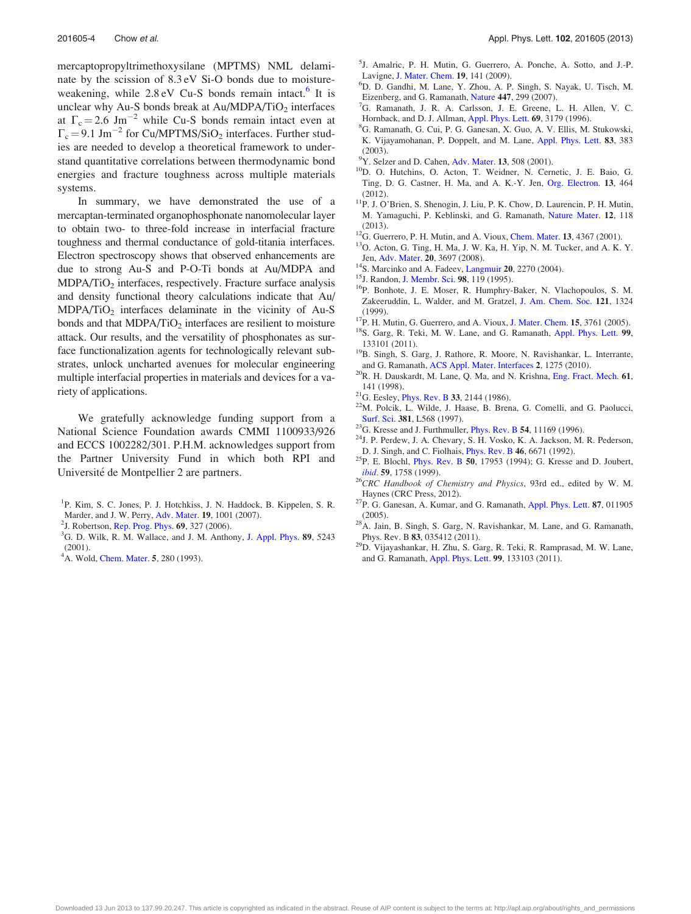mercaptopropyltrimethoxysilane (MPTMS) NML delaminate by the scission of 8.3 eV Si-O bonds due to moisture-weakening, while 2.8 eV Cu-S bonds remain intact.[6] It is unclear why Au-S bonds break at Au/MDPA/$TiO_2$ interfaces at $\Gamma_c = 2.6$ Jm$^{-2}$ while Cu-S bonds remain intact even at $\Gamma_c = 9.1$ Jm$^{-2}$ for Cu/MPTMS/$SiO_2$ interfaces. Further studies are needed to develop a theoretical framework to understand quantitative correlations between thermodynamic bond energies and fracture toughness across multiple materials systems.

In summary, we have demonstrated the use of a mercaptan-terminated organophosphonate nanomolecular layer to obtain two- to three-fold increase in interfacial fracture toughness and thermal conductance of gold-titania interfaces. Electron spectroscopy shows that observed enhancements are due to strong Au-S and P-O-Ti bonds at Au/MDPA and MDPA/$TiO_2$ interfaces, respectively. Fracture surface analysis and density functional theory calculations indicate that Au/MDPA/$TiO_2$ interfaces delaminate in the vicinity of Au-S bonds and that MDPA/$TiO_2$ interfaces are resilient to moisture attack. Our results, and the versatility of phosphonates as surface functionalization agents for technologically relevant substrates, unlock uncharted avenues for molecular engineering multiple interfacial properties in materials and devices for a variety of applications.

We gratefully acknowledge funding support from a National Science Foundation awards CMMI 1100933/926 and ECCS 1002282/301. P.H.M. acknowledges support from the Partner University Fund in which both RPI and Université de Montpellier 2 are partners.

[1] P. Kim, S. C. Jones, P. J. Hotchkiss, J. N. Haddock, B. Kippelen, S. R. Marder, and J. W. Perry, Adv. Mater. **19**, 1001 (2007).
[2] J. Robertson, Rep. Prog. Phys. **69**, 327 (2006).
[3] G. D. Wilk, R. M. Wallace, and J. M. Anthony, J. Appl. Phys. **89**, 5243 (2001).
[4] A. Wold, Chem. Mater. **5**, 280 (1993).
[5] J. Amalric, P. H. Mutin, G. Guerrero, A. Ponche, A. Sotto, and J.-P. Lavigne, J. Mater. Chem. **19**, 141 (2009).
[6] D. D. Gandhi, M. Lane, Y. Zhou, A. P. Singh, S. Nayak, U. Tisch, M. Eizenberg, and G. Ramanath, Nature **447**, 299 (2007).
[7] G. Ramanath, J. R. A. Carlsson, J. E. Greene, L. H. Allen, V. C. Hornback, and D. J. Allman, Appl. Phys. Lett. **69**, 3179 (1996).
[8] G. Ramanath, G. Cui, P. G. Ganesan, X. Guo, A. V. Ellis, M. Stukowski, K. Vijayamohanan, P. Doppelt, and M. Lane, Appl. Phys. Lett. **83**, 383 (2003).
[9] Y. Selzer and D. Cahen, Adv. Mater. **13**, 508 (2001).
[10] D. O. Hutchins, O. Acton, T. Weidner, N. Cernetic, J. E. Baio, G. Ting, D. G. Castner, H. Ma, and A. K.-Y. Jen, Org. Electron. **13**, 464 (2012).
[11] P. J. O'Brien, S. Shenogin, J. Liu, P. K. Chow, D. Laurencin, P. H. Mutin, M. Yamaguchi, P. Keblinski, and G. Ramanath, Nature Mater. **12**, 118 (2013).
[12] G. Guerrero, P. H. Mutin, and A. Vioux, Chem. Mater. **13**, 4367 (2001).
[13] O. Acton, G. Ting, H. Ma, J. W. Ka, H. Yip, N. M. Tucker, and A. K. Y. Jen, Adv. Mater. **20**, 3697 (2008).
[14] S. Marcinko and A. Fadeev, Langmuir **20**, 2270 (2004).
[15] J. Randon, J. Membr. Sci. **98**, 119 (1995).
[16] P. Bonhote, J. E. Moser, R. Humphry-Baker, N. Vlachopoulos, S. M. Zakeeruddin, L. Walder, and M. Gratzel, J. Am. Chem. Soc. **121**, 1324 (1999).
[17] P. H. Mutin, G. Guerrero, and A. Vioux, J. Mater. Chem. **15**, 3761 (2005).
[18] S. Garg, R. Teki, M. W. Lane, and G. Ramanath, Appl. Phys. Lett. **99**, 133101 (2011).
[19] B. Singh, S. Garg, J. Rathore, R. Moore, N. Ravishankar, L. Interrante, and G. Ramanath, ACS Appl. Mater. Interfaces **2**, 1275 (2010).
[20] R. H. Dauskardt, M. Lane, Q. Ma, and N. Krishna, Eng. Fract. Mech. **61**, 141 (1998).
[21] G. Eesley, Phys. Rev. B **33**, 2144 (1986).
[22] M. Polcik, L. Wilde, J. Haase, B. Brena, G. Comelli, and G. Paolucci, Surf. Sci. **381**, L568 (1997).
[23] G. Kresse and J. Furthmuller, Phys. Rev. B **54**, 11169 (1996).
[24] J. P. Perdew, J. A. Chevary, S. H. Vosko, K. A. Jackson, M. R. Pederson, D. J. Singh, and C. Fiolhais, Phys. Rev. B **46**, 6671 (1992).
[25] P. E. Blochl, Phys. Rev. B **50**, 17953 (1994); G. Kresse and D. Joubert, *ibid.* **59**, 1758 (1999).
[26] *CRC Handbook of Chemistry and Physics*, 93rd ed., edited by W. M. Haynes (CRC Press, 2012).
[27] P. G. Ganesan, A. Kumar, and G. Ramanath, Appl. Phys. Lett. **87**, 011905 (2005).
[28] A. Jain, B. Singh, S. Garg, N. Ravishankar, M. Lane, and G. Ramanath, Phys. Rev. B **83**, 035412 (2011).
[29] D. Vijayashankar, H. Zhu, S. Garg, R. Teki, R. Ramprasad, M. W. Lane, and G. Ramanath, Appl. Phys. Lett. **99**, 133103 (2011).